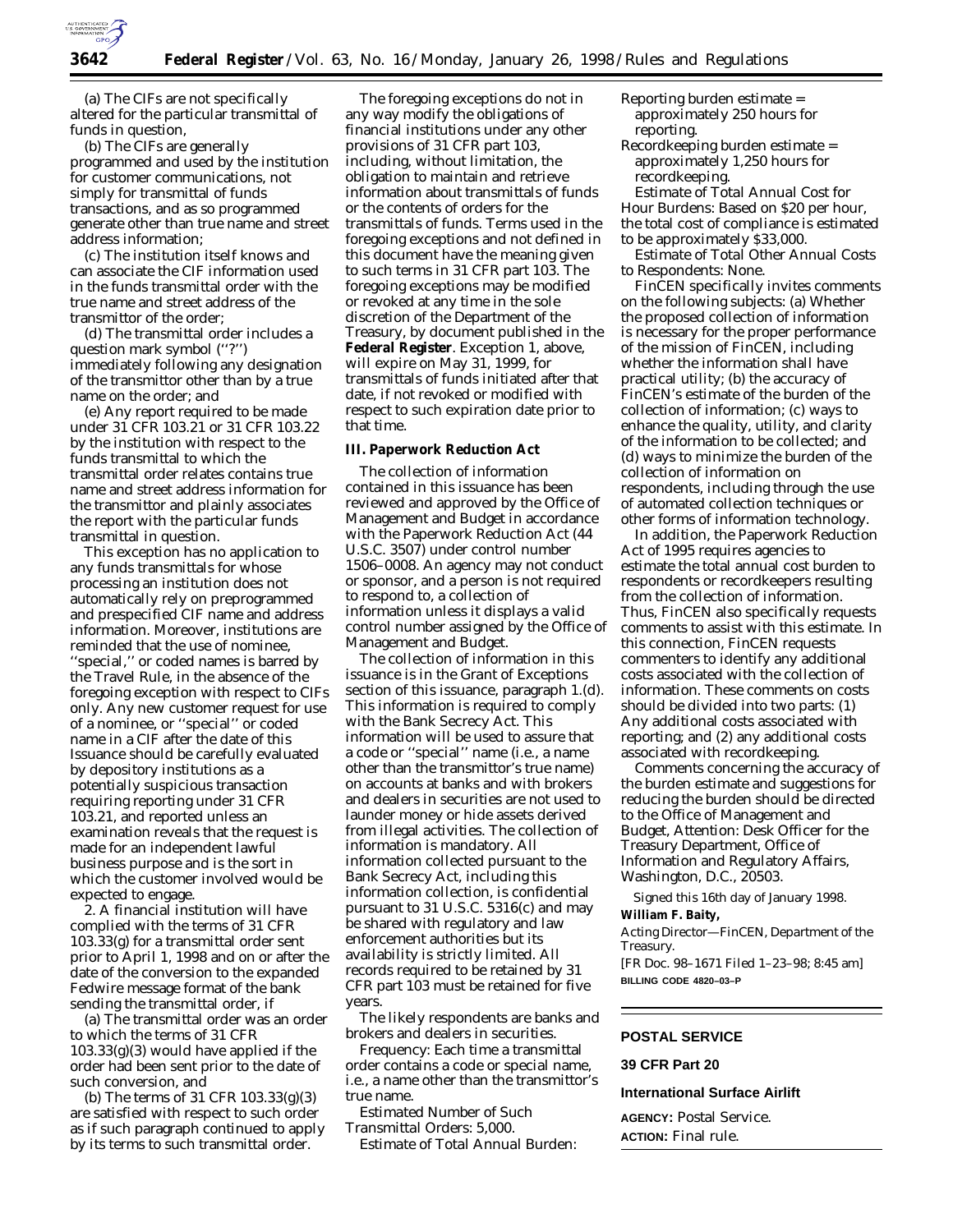(a) The CIFs are not specifically altered for the particular transmittal of funds in question,

(b) The CIFs are generally programmed and used by the institution for customer communications, not simply for transmittal of funds transactions, and as so programmed generate other than true name and street address information;

(c) The institution itself knows and can associate the CIF information used in the funds transmittal order with the true name and street address of the transmittor of the order;

(d) The transmittal order includes a question mark symbol (''?'') immediately following any designation of the transmittor other than by a true name on the order; and

(e) Any report required to be made under 31 CFR 103.21 or 31 CFR 103.22 by the institution with respect to the funds transmittal to which the transmittal order relates contains true name and street address information for the transmittor and plainly associates the report with the particular funds transmittal in question.

This exception has no application to any funds transmittals for whose processing an institution does not automatically rely on preprogrammed and prespecified CIF name and address information. Moreover, institutions are reminded that the use of nominee, ''special,'' or coded names is barred by the Travel Rule, in the absence of the foregoing exception with respect to CIFs only. Any new customer request for use of a nominee, or ''special'' or coded name in a CIF after the date of this Issuance should be carefully evaluated by depository institutions as a potentially suspicious transaction requiring reporting under 31 CFR 103.21, and reported unless an examination reveals that the request is made for an independent lawful business purpose and is the sort in which the customer involved would be expected to engage.

2. A financial institution will have complied with the terms of 31 CFR 103.33(g) for a transmittal order sent prior to April 1, 1998 and on or after the date of the conversion to the expanded Fedwire message format of the bank sending the transmittal order, if

(a) The transmittal order was an order to which the terms of 31 CFR 103.33(g)(3) would have applied if the order had been sent prior to the date of such conversion, and

(b) The terms of 31 CFR 103.33(g)(3) are satisfied with respect to such order as if such paragraph continued to apply by its terms to such transmittal order.

The foregoing exceptions do not in any way modify the obligations of financial institutions under any other provisions of 31 CFR part 103, including, without limitation, the obligation to maintain and retrieve information about transmittals of funds or the contents of orders for the transmittals of funds. Terms used in the foregoing exceptions and not defined in this document have the meaning given to such terms in 31 CFR part 103. The foregoing exceptions may be modified or revoked at any time in the sole discretion of the Department of the Treasury, by document published in the **Federal Register**. Exception 1, above, will expire on May 31, 1999, for transmittals of funds initiated after that date, if not revoked or modified with respect to such expiration date prior to that time.

## III. Paperwork Reduction Act

The collection of information contained in this issuance has been reviewed and approved by the Office of Management and Budget in accordance with the Paperwork Reduction Act (44 U.S.C. 3507) under control number 1506–0008. An agency may not conduct or sponsor, and a person is not required to respond to, a collection of information unless it displays a valid control number assigned by the Office of Management and Budget.

The collection of information in this issuance is in the Grant of Exceptions section of this issuance, paragraph 1.(d). This information is required to comply with the Bank Secrecy Act. This information will be used to assure that a code or ''special'' name (i.e., a name other than the transmittor's true name) on accounts at banks and with brokers and dealers in securities are not used to launder money or hide assets derived from illegal activities. The collection of information is mandatory. All information collected pursuant to the Bank Secrecy Act, including this information collection, is confidential pursuant to 31 U.S.C. 5316(c) and may be shared with regulatory and law enforcement authorities but its availability is strictly limited. All records required to be retained by 31 CFR part 103 must be retained for five years.

The likely respondents are banks and brokers and dealers in securities.

*Frequency:* Each time a transmittal order contains a code or special name, i.e., a name other than the transmittor's true name.

*Estimated Number of Such Transmittal Orders:* 5,000.

*Estimate of Total Annual Burden:*

Reporting burden estimate = approximately 250 hours for reporting.

Recordkeeping burden estimate = approximately 1,250 hours for recordkeeping.

*Estimate of Total Annual Cost for Hour Burdens:* Based on $20 per hour, the total cost of compliance is estimated to be approximately $33,000.

*Estimate of Total Other Annual Costs to Respondents:* None.

FinCEN specifically invites comments on the following subjects: (a) Whether the proposed collection of information is necessary for the proper performance of the mission of FinCEN, including whether the information shall have practical utility; (b) the accuracy of FinCEN's estimate of the burden of the collection of information; (c) ways to enhance the quality, utility, and clarity of the information to be collected; and (d) ways to minimize the burden of the collection of information on respondents, including through the use of automated collection techniques or other forms of information technology.

In addition, the Paperwork Reduction Act of 1995 requires agencies to estimate the total annual cost burden to respondents or recordkeepers resulting from the collection of information. Thus, FinCEN also specifically requests comments to assist with this estimate. In this connection, FinCEN requests commenters to identify any additional costs associated with the collection of information. These comments on costs should be divided into two parts: (1) Any additional costs associated with reporting; and (2) any additional costs associated with recordkeeping.

Comments concerning the accuracy of the burden estimate and suggestions for reducing the burden should be directed to the Office of Management and Budget, Attention: Desk Officer for the Treasury Department, Office of Information and Regulatory Affairs, Washington, D.C., 20503.

Signed this 16th day of January 1998.

**William F. Baity,**

*Acting Director—FinCEN, Department of the Treasury.*

[FR Doc. 98–1671 Filed 1–23–98; 8:45 am]

**BILLING CODE 4820–03–P**

---

# POSTAL SERVICE

## 39 CFR Part 20

## International Surface Airlift

**AGENCY:** Postal Service.

**ACTION:** Final rule.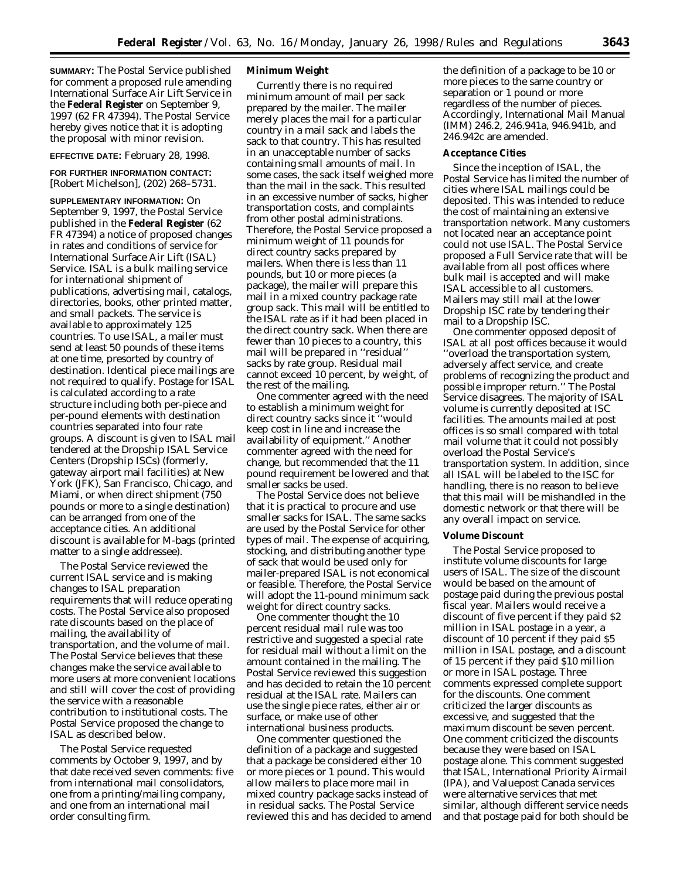**SUMMARY:** The Postal Service published for comment a proposed rule amending International Surface Air Lift Service in the **Federal Register** on September 9, 1997 (62 FR 47394). The Postal Service hereby gives notice that it is adopting the proposal with minor revision.

**EFFECTIVE DATE:** February 28, 1998.

**FOR FURTHER INFORMATION CONTACT:** [Robert Michelson], (202) 268–5731.

**SUPPLEMENTARY INFORMATION:** On September 9, 1997, the Postal Service published in the **Federal Register** (62 FR 47394) a notice of proposed changes in rates and conditions of service for International Surface Air Lift (ISAL) Service. ISAL is a bulk mailing service for international shipment of publications, advertising mail, catalogs, directories, books, other printed matter, and small packets. The service is available to approximately 125 countries. To use ISAL, a mailer must send at least 50 pounds of these items at one time, presorted by country of destination. Identical piece mailings are not required to qualify. Postage for ISAL is calculated according to a rate structure including both per-piece and per-pound elements with destination countries separated into four rate groups. A discount is given to ISAL mail tendered at the Dropship ISAL Service Centers (Dropship ISCs) (formerly, gateway airport mail facilities) at New York (JFK), San Francisco, Chicago, and Miami, or when direct shipment (750 pounds or more to a single destination) can be arranged from one of the acceptance cities. An additional discount is available for M-bags (printed matter to a single addressee).

The Postal Service reviewed the current ISAL service and is making changes to ISAL preparation requirements that will reduce operating costs. The Postal Service also proposed rate discounts based on the place of mailing, the availability of transportation, and the volume of mail. The Postal Service believes that these changes make the service available to more users at more convenient locations and still will cover the cost of providing the service with a reasonable contribution to institutional costs. The Postal Service proposed the change to ISAL as described below.

The Postal Service requested comments by October 9, 1997, and by that date received seven comments: five from international mail consolidators, one from a printing/mailing company, and one from an international mail order consulting firm.

**Minimum Weight**

Currently there is no required minimum amount of mail per sack prepared by the mailer. The mailer merely places the mail for a particular country in a mail sack and labels the sack to that country. This has resulted in an unacceptable number of sacks containing small amounts of mail. In some cases, the sack itself weighed more than the mail in the sack. This resulted in an excessive number of sacks, higher transportation costs, and complaints from other postal administrations. Therefore, the Postal Service proposed a minimum weight of 11 pounds for direct country sacks prepared by mailers. When there is less than 11 pounds, but 10 or more pieces (a package), the mailer will prepare this mail in a mixed country package rate group sack. This mail will be entitled to the ISAL rate as if it had been placed in the direct country sack. When there are fewer than 10 pieces to a country, this mail will be prepared in ''residual'' sacks by rate group. Residual mail cannot exceed 10 percent, by weight, of the rest of the mailing.

One commenter agreed with the need to establish a minimum weight for direct country sacks since it ''would keep cost in line and increase the availability of equipment.'' Another commenter agreed with the need for change, but recommended that the 11 pound requirement be lowered and that smaller sacks be used.

The Postal Service does not believe that it is practical to procure and use smaller sacks for ISAL. The same sacks are used by the Postal Service for other types of mail. The expense of acquiring, stocking, and distributing another type of sack that would be used only for mailer-prepared ISAL is not economical or feasible. Therefore, the Postal Service will adopt the 11-pound minimum sack weight for direct country sacks.

One commenter thought the 10 percent residual mail rule was too restrictive and suggested a special rate for residual mail without a limit on the amount contained in the mailing. The Postal Service reviewed this suggestion and has decided to retain the 10 percent residual at the ISAL rate. Mailers can use the single piece rates, either air or surface, or make use of other international business products.

One commenter questioned the definition of a package and suggested that a package be considered either 10 or more pieces or 1 pound. This would allow mailers to place more mail in mixed country package sacks instead of in residual sacks. The Postal Service reviewed this and has decided to amend the definition of a package to be 10 or more pieces to the same country or separation or 1 pound or more regardless of the number of pieces. Accordingly, International Mail Manual (IMM) 246.2, 246.941a, 946.941b, and 246.942c are amended.

**Acceptance Cities**

Since the inception of ISAL, the Postal Service has limited the number of cities where ISAL mailings could be deposited. This was intended to reduce the cost of maintaining an extensive transportation network. Many customers not located near an acceptance point could not use ISAL. The Postal Service proposed a Full Service rate that will be available from all post offices where bulk mail is accepted and will make ISAL accessible to all customers. Mailers may still mail at the lower Dropship ISC rate by tendering their mail to a Dropship ISC.

One commenter opposed deposit of ISAL at all post offices because it would ''overload the transportation system, adversely affect service, and create problems of recognizing the product and possible improper return.'' The Postal Service disagrees. The majority of ISAL volume is currently deposited at ISC facilities. The amounts mailed at post offices is so small compared with total mail volume that it could not possibly overload the Postal Service's transportation system. In addition, since all ISAL will be labeled to the ISC for handling, there is no reason to believe that this mail will be mishandled in the domestic network or that there will be any overall impact on service.

**Volume Discount**

The Postal Service proposed to institute volume discounts for large users of ISAL. The size of the discount would be based on the amount of postage paid during the previous postal fiscal year. Mailers would receive a discount of five percent if they paid $2 million in ISAL postage in a year, a discount of 10 percent if they paid $5 million in ISAL postage, and a discount of 15 percent if they paid $10 million or more in ISAL postage. Three comments expressed complete support for the discounts. One comment criticized the larger discounts as excessive, and suggested that the maximum discount be seven percent. One comment criticized the discounts because they were based on ISAL postage alone. This comment suggested that ISAL, International Priority Airmail (IPA), and Valuepost Canada services were alternative services that met similar, although different service needs and that postage paid for both should be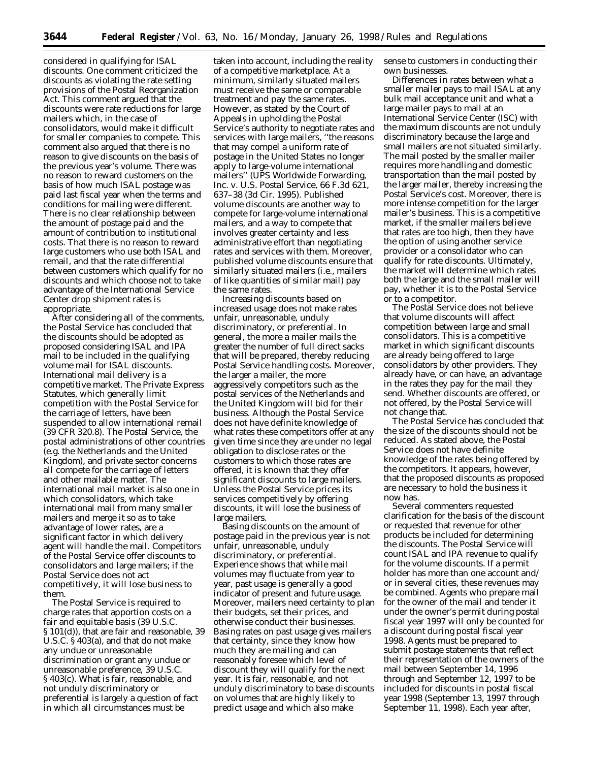considered in qualifying for ISAL discounts. One comment criticized the discounts as violating the rate setting provisions of the Postal Reorganization Act. This comment argued that the discounts were rate reductions for large mailers which, in the case of consolidators, would make it difficult for smaller companies to compete. This comment also argued that there is no reason to give discounts on the basis of the previous year's volume. There was no reason to reward customers on the basis of how much ISAL postage was paid last fiscal year when the terms and conditions for mailing were different. There is no clear relationship between the amount of postage paid and the amount of contribution to institutional costs. That there is no reason to reward large customers who use both ISAL and remail, and that the rate differential between customers which qualify for no discounts and which choose not to take advantage of the International Service Center drop shipment rates is appropriate.

After considering all of the comments, the Postal Service has concluded that the discounts should be adopted as proposed considering ISAL and IPA mail to be included in the qualifying volume mail for ISAL discounts. International mail delivery is a competitive market. The Private Express Statutes, which generally limit competition with the Postal Service for the carriage of letters, have been suspended to allow international remail (39 CFR 320.8). The Postal Service, the postal administrations of other countries (e.g. the Netherlands and the United Kingdom), and private sector concerns all compete for the carriage of letters and other mailable matter. The international mail market is also one in which consolidators, which take international mail from many smaller mailers and merge it so as to take advantage of lower rates, are a significant factor in which delivery agent will handle the mail. Competitors of the Postal Service offer discounts to consolidators and large mailers; if the Postal Service does not act competitively, it will lose business to them.

The Postal Service is required to charge rates that apportion costs on a fair and equitable basis (39 U.S.C. § 101(d)), that are fair and reasonable, 39 U.S.C. § 403(a), and that do not make any undue or unreasonable discrimination or grant any undue or unreasonable preference, 39 U.S.C. § 403(c). What is fair, reasonable, and not unduly discriminatory or preferential is largely a question of fact in which all circumstances must be taken into account, including the reality of a competitive marketplace. At a minimum, similarly situated mailers must receive the same or comparable treatment and pay the same rates. However, as stated by the Court of Appeals in upholding the Postal Service's authority to negotiate rates and services with large mailers, "the reasons that may compel a uniform rate of postage in the United States no longer apply to large-volume international mailers" (*UPS Worldwide Forwarding, Inc.* v. *U.S. Postal Service*, 66 F.3d 621, 637–38 (3d Cir. 1995). Published volume discounts are another way to compete for large-volume international mailers, and a way to compete that involves greater certainty and less administrative effort than negotiating rates and services with them. Moreover, published volume discounts ensure that similarly situated mailers (i.e., mailers of like quantities of similar mail) pay the same rates.

Increasing discounts based on increased usage does not make rates unfair, unreasonable, unduly discriminatory, or preferential. In general, the more a mailer mails the greater the number of full direct sacks that will be prepared, thereby reducing Postal Service handling costs. Moreover, the larger a mailer, the more aggressively competitors such as the postal services of the Netherlands and the United Kingdom will bid for their business. Although the Postal Service does not have definite knowledge of what rates these competitors offer at any given time since they are under no legal obligation to disclose rates or the customers to which those rates are offered, it is known that they offer significant discounts to large mailers. Unless the Postal Service prices its services competitively by offering discounts, it will lose the business of large mailers.

Basing discounts on the amount of postage paid in the previous year is not unfair, unreasonable, unduly discriminatory, or preferential. Experience shows that while mail volumes may fluctuate from year to year, past usage is generally a good indicator of present and future usage. Moreover, mailers need certainty to plan their budgets, set their prices, and otherwise conduct their businesses. Basing rates on past usage gives mailers that certainty, since they know how much they are mailing and can reasonably foresee which level of discount they will qualify for the next year. It is fair, reasonable, and not unduly discriminatory to base discounts on volumes that are highly likely to predict usage and which also make sense to customers in conducting their own businesses.

Differences in rates between what a smaller mailer pays to mail ISAL at any bulk mail acceptance unit and what a large mailer pays to mail at an International Service Center (ISC) with the maximum discounts are not unduly discriminatory because the large and small mailers are not situated similarly. The mail posted by the smaller mailer requires more handling and domestic transportation than the mail posted by the larger mailer, thereby increasing the Postal Service's cost. Moreover, there is more intense competition for the larger mailer's business. This is a competitive market, if the smaller mailers believe that rates are too high, then they have the option of using another service provider or a consolidator who can qualify for rate discounts. Ultimately, the market will determine which rates both the large and the small mailer will pay, whether it is to the Postal Service or to a competitor.

The Postal Service does not believe that volume discounts will affect competition between large and small consolidators. This is a competitive market in which significant discounts are already being offered to large consolidators by other providers. They already have, or can have, an advantage in the rates they pay for the mail they send. Whether discounts are offered, or not offered, by the Postal Service will not change that.

The Postal Service has concluded that the size of the discounts should not be reduced. As stated above, the Postal Service does not have definite knowledge of the rates being offered by the competitors. It appears, however, that the proposed discounts as proposed are necessary to hold the business it now has.

Several commenters requested clarification for the basis of the discount or requested that revenue for other products be included for determining the discounts. The Postal Service will count ISAL and IPA revenue to qualify for the volume discounts. If a permit holder has more than one account and/or in several cities, these revenues may be combined. Agents who prepare mail for the owner of the mail and tender it under the owner's permit during postal fiscal year 1997 will only be counted for a discount during postal fiscal year 1998. Agents must be prepared to submit postage statements that reflect their representation of the owners of the mail between September 14, 1996 through and September 12, 1997 to be included for discounts in postal fiscal year 1998 (September 13, 1997 through September 11, 1998). Each year after,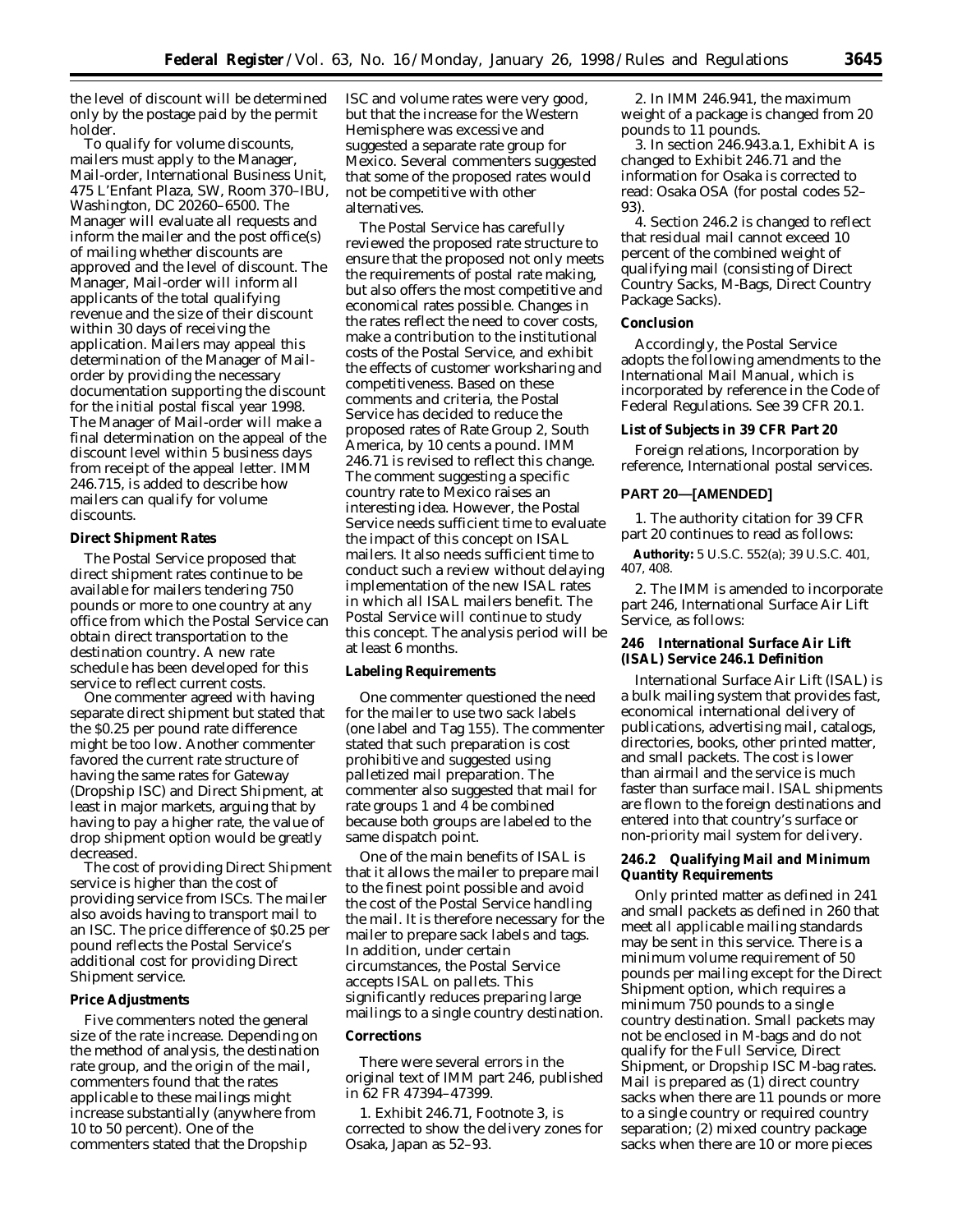the level of discount will be determined only by the postage paid by the permit holder.

To qualify for volume discounts, mailers must apply to the Manager, Mail-order, International Business Unit, 475 L'Enfant Plaza, SW, Room 370–IBU, Washington, DC 20260–6500. The Manager will evaluate all requests and inform the mailer and the post office(s) of mailing whether discounts are approved and the level of discount. The Manager, Mail-order will inform all applicants of the total qualifying revenue and the size of their discount within 30 days of receiving the application. Mailers may appeal this determination of the Manager of Mail-order by providing the necessary documentation supporting the discount for the initial postal fiscal year 1998. The Manager of Mail-order will make a final determination on the appeal of the discount level within 5 business days from receipt of the appeal letter. IMM 246.715, is added to describe how mailers can qualify for volume discounts.

**Direct Shipment Rates**

The Postal Service proposed that direct shipment rates continue to be available for mailers tendering 750 pounds or more to one country at any office from which the Postal Service can obtain direct transportation to the destination country. A new rate schedule has been developed for this service to reflect current costs.

One commenter agreed with having separate direct shipment but stated that the $0.25 per pound rate difference might be too low. Another commenter favored the current rate structure of having the same rates for Gateway (Dropship ISC) and Direct Shipment, at least in major markets, arguing that by having to pay a higher rate, the value of drop shipment option would be greatly decreased.

The cost of providing Direct Shipment service is higher than the cost of providing service from ISCs. The mailer also avoids having to transport mail to an ISC. The price difference of $0.25 per pound reflects the Postal Service's additional cost for providing Direct Shipment service.

**Price Adjustments**

Five commenters noted the general size of the rate increase. Depending on the method of analysis, the destination rate group, and the origin of the mail, commenters found that the rates applicable to these mailings might increase substantially (anywhere from 10 to 50 percent). One of the commenters stated that the Dropship ISC and volume rates were very good, but that the increase for the Western Hemisphere was excessive and suggested a separate rate group for Mexico. Several commenters suggested that some of the proposed rates would not be competitive with other alternatives.

The Postal Service has carefully reviewed the proposed rate structure to ensure that the proposed not only meets the requirements of postal rate making, but also offers the most competitive and economical rates possible. Changes in the rates reflect the need to cover costs, make a contribution to the institutional costs of the Postal Service, and exhibit the effects of customer worksharing and competitiveness. Based on these comments and criteria, the Postal Service has decided to reduce the proposed rates of Rate Group 2, South America, by 10 cents a pound. IMM 246.71 is revised to reflect this change. The comment suggesting a specific country rate to Mexico raises an interesting idea. However, the Postal Service needs sufficient time to evaluate the impact of this concept on ISAL mailers. It also needs sufficient time to conduct such a review without delaying implementation of the new ISAL rates in which all ISAL mailers benefit. The Postal Service will continue to study this concept. The analysis period will be at least 6 months.

**Labeling Requirements**

One commenter questioned the need for the mailer to use two sack labels (one label and Tag 155). The commenter stated that such preparation is cost prohibitive and suggested using palletized mail preparation. The commenter also suggested that mail for rate groups 1 and 4 be combined because both groups are labeled to the same dispatch point.

One of the main benefits of ISAL is that it allows the mailer to prepare mail to the finest point possible and avoid the cost of the Postal Service handling the mail. It is therefore necessary for the mailer to prepare sack labels and tags. In addition, under certain circumstances, the Postal Service accepts ISAL on pallets. This significantly reduces preparing large mailings to a single country destination.

**Corrections**

There were several errors in the original text of IMM part 246, published in 62 FR 47394–47399.

1. Exhibit 246.71, Footnote 3, is corrected to show the delivery zones for Osaka, Japan as 52–93.

2. In IMM 246.941, the maximum weight of a package is changed from 20 pounds to 11 pounds.

3. In section 246.943.a.1, Exhibit A is changed to Exhibit 246.71 and the information for Osaka is corrected to read: Osaka OSA (for postal codes 52–93).

4. Section 246.2 is changed to reflect that residual mail cannot exceed 10 percent of the combined weight of qualifying mail (consisting of Direct Country Sacks, M-Bags, Direct Country Package Sacks).

**Conclusion**

Accordingly, the Postal Service adopts the following amendments to the International Mail Manual, which is incorporated by reference in the Code of Federal Regulations. See 39 CFR 20.1.

**List of Subjects in 39 CFR Part 20**

Foreign relations, Incorporation by reference, International postal services.

**PART 20—[AMENDED]**

1. The authority citation for 39 CFR part 20 continues to read as follows:

**Authority:** 5 U.S.C. 552(a); 39 U.S.C. 401, 407, 408.

2. The IMM is amended to incorporate part 246, International Surface Air Lift Service, as follows:

**246 International Surface Air Lift (ISAL) Service 246.1 Definition**

International Surface Air Lift (ISAL) is a bulk mailing system that provides fast, economical international delivery of publications, advertising mail, catalogs, directories, books, other printed matter, and small packets. The cost is lower than airmail and the service is much faster than surface mail. ISAL shipments are flown to the foreign destinations and entered into that country's surface or non-priority mail system for delivery.

**246.2 Qualifying Mail and Minimum Quantity Requirements**

Only printed matter as defined in 241 and small packets as defined in 260 that meet all applicable mailing standards may be sent in this service. There is a minimum volume requirement of 50 pounds per mailing except for the Direct Shipment option, which requires a minimum 750 pounds to a single country destination. Small packets may not be enclosed in M-bags and do not qualify for the Full Service, Direct Shipment, or Dropship ISC M-bag rates. Mail is prepared as (1) direct country sacks when there are 11 pounds or more to a single country or required country separation; (2) mixed country package sacks when there are 10 or more pieces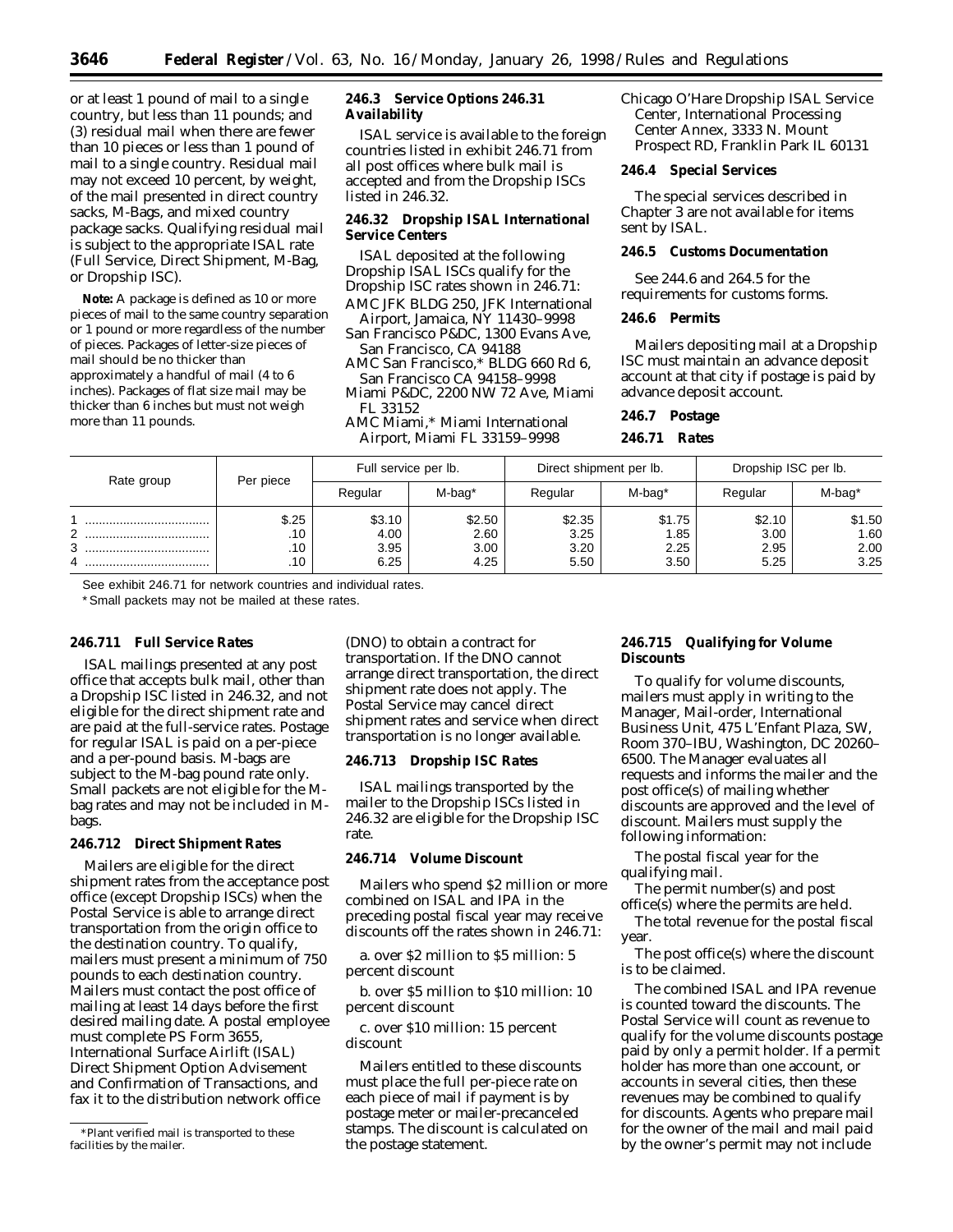or at least 1 pound of mail to a single country, but less than 11 pounds; and (3) residual mail when there are fewer than 10 pieces or less than 1 pound of mail to a single country. Residual mail may not exceed 10 percent, by weight, of the mail presented in direct country sacks, M-Bags, and mixed country package sacks. Qualifying residual mail is subject to the appropriate ISAL rate (Full Service, Direct Shipment, M-Bag, or Dropship ISC).

**Note:** A package is defined as 10 or more pieces of mail to the same country separation or 1 pound or more regardless of the number of pieces. Packages of letter-size pieces of mail should be no thicker than approximately a handful of mail (4 to 6 inches). Packages of flat size mail may be thicker than 6 inches but must not weigh more than 11 pounds.

### 246.3 Service Options 246.31 Availability

ISAL service is available to the foreign countries listed in exhibit 246.71 from all post offices where bulk mail is accepted and from the Dropship ISCs listed in 246.32.

### 246.32 Dropship ISAL International Service Centers

ISAL deposited at the following Dropship ISAL ISCs qualify for the Dropship ISC rates shown in 246.71:

AMC JFK BLDG 250, JFK International Airport, Jamaica, NY 11430–9998
San Francisco P&DC, 1300 Evans Ave, San Francisco, CA 94188
AMC San Francisco,* BLDG 660 Rd 6, San Francisco CA 94158–9998
Miami P&DC, 2200 NW 72 Ave, Miami FL 33152
AMC Miami,* Miami International Airport, Miami FL 33159–9998
Chicago O'Hare Dropship ISAL Service Center, International Processing Center Annex, 3333 N. Mount Prospect RD, Franklin Park IL 60131

### 246.4 Special Services

The special services described in Chapter 3 are not available for items sent by ISAL.

### 246.5 Customs Documentation

See 244.6 and 264.5 for the requirements for customs forms.

### 246.6 Permits

Mailers depositing mail at a Dropship ISC must maintain an advance deposit account at that city if postage is paid by advance deposit account.

### 246.7 Postage

### 246.71 Rates

| Rate group | Per piece | Full service per lb. | | Direct shipment per lb. | | Dropship ISC per lb. | |
|---|---|---|---|---|---|---|---|
| | | Regular | M-bag* | Regular | M-bag* | Regular | M-bag* |
| 1 | $.25 | $3.10 | $2.50 | $2.35 | $1.75 | $2.10 | $1.50 |
| 2 | .10 | 4.00 | 2.60 | 3.25 | 1.85 | 3.00 | 1.60 |
| 3 | .10 | 3.95 | 3.00 | 3.20 | 2.25 | 2.95 | 2.00 |
| 4 | .10 | 6.25 | 4.25 | 5.50 | 3.50 | 5.25 | 3.25 |

See exhibit 246.71 for network countries and individual rates.

*Small packets may not be mailed at these rates.

### 246.711 Full Service Rates

ISAL mailings presented at any post office that accepts bulk mail, other than a Dropship ISC listed in 246.32, and not eligible for the direct shipment rate and are paid at the full-service rates. Postage for regular ISAL is paid on a per-piece and a per-pound basis. M-bags are subject to the M-bag pound rate only. Small packets are not eligible for the M-bag rates and may not be included in M-bags.

### 246.712 Direct Shipment Rates

Mailers are eligible for the direct shipment rates from the acceptance post office (except Dropship ISCs) when the Postal Service is able to arrange direct transportation from the origin office to the destination country. To qualify, mailers must present a minimum of 750 pounds to each destination country. Mailers must contact the post office of mailing at least 14 days before the first desired mailing date. A postal employee must complete PS Form 3655, International Surface Airlift (ISAL) Direct Shipment Option Advisement and Confirmation of Transactions, and fax it to the distribution network office (DNO) to obtain a contract for transportation. If the DNO cannot arrange direct transportation, the direct shipment rate does not apply. The Postal Service may cancel direct shipment rates and service when direct transportation is no longer available.

### 246.713 Dropship ISC Rates

ISAL mailings transported by the mailer to the Dropship ISCs listed in 246.32 are eligible for the Dropship ISC rate.

### 246.714 Volume Discount

Mailers who spend $2 million or more combined on ISAL and IPA in the preceding postal fiscal year may receive discounts off the rates shown in 246.71:

a. over $2 million to $5 million: 5 percent discount

b. over $5 million to $10 million: 10 percent discount

c. over $10 million: 15 percent discount

Mailers entitled to these discounts must place the full per-piece rate on each piece of mail if payment is by postage meter or mailer-precanceled stamps. The discount is calculated on the postage statement.

### 246.715 Qualifying for Volume Discounts

To qualify for volume discounts, mailers must apply in writing to the Manager, Mail-order, International Business Unit, 475 L'Enfant Plaza, SW, Room 370–IBU, Washington, DC 20260–6500. The Manager evaluates all requests and informs the mailer and the post office(s) of mailing whether discounts are approved and the level of discount. Mailers must supply the following information:

The postal fiscal year for the qualifying mail.

The permit number(s) and post office(s) where the permits are held.

The total revenue for the postal fiscal year.

The post office(s) where the discount is to be claimed.

The combined ISAL and IPA revenue is counted toward the discounts. The Postal Service will count as revenue to qualify for the volume discounts postage paid by only a permit holder. If a permit holder has more than one account, or accounts in several cities, then these revenues may be combined to qualify for discounts. Agents who prepare mail for the owner of the mail and mail paid by the owner's permit may not include

*Plant verified mail is transported to these facilities by the mailer.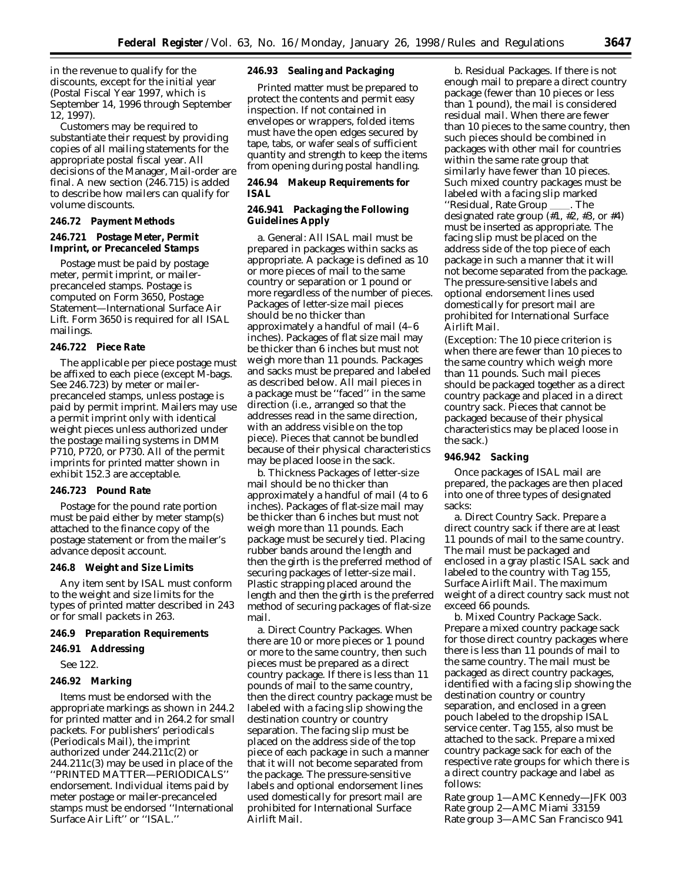in the revenue to qualify for the discounts, except for the initial year (Postal Fiscal Year 1997, which is September 14, 1996 through September 12, 1997).

Customers may be required to substantiate their request by providing copies of all mailing statements for the appropriate postal fiscal year. All decisions of the Manager, Mail-order are final. A new section (246.715) is added to describe how mailers can qualify for volume discounts.

**246.72 Payment Methods**

**246.721 Postage Meter, Permit Imprint, or Precanceled Stamps**

Postage must be paid by postage meter, permit imprint, or mailer-precanceled stamps. Postage is computed on Form 3650, Postage Statement—International Surface Air Lift. Form 3650 is required for all ISAL mailings.

**246.722 Piece Rate**

The applicable per piece postage must be affixed to each piece (except M-bags. See 246.723) by meter or mailer-precanceled stamps, unless postage is paid by permit imprint. Mailers may use a permit imprint only with identical weight pieces unless authorized under the postage mailing systems in DMM P710, P720, or P730. All of the permit imprints for printed matter shown in exhibit 152.3 are acceptable.

**246.723 Pound Rate**

Postage for the pound rate portion must be paid either by meter stamp(s) attached to the finance copy of the postage statement or from the mailer's advance deposit account.

**246.8 Weight and Size Limits**

Any item sent by ISAL must conform to the weight and size limits for the types of printed matter described in 243 or for small packets in 263.

**246.9 Preparation Requirements**

**246.91 Addressing**

See 122.

**246.92 Marking**

Items must be endorsed with the appropriate markings as shown in 244.2 for printed matter and in 264.2 for small packets. For publishers' periodicals (Periodicals Mail), the imprint authorized under 244.211c(2) or 244.211c(3) may be used in place of the ''PRINTED MATTER—PERIODICALS'' endorsement. Individual items paid by meter postage or mailer-precanceled stamps must be endorsed ''International Surface Air Lift'' or ''ISAL.''

**246.93 Sealing and Packaging**

Printed matter must be prepared to protect the contents and permit easy inspection. If not contained in envelopes or wrappers, folded items must have the open edges secured by tape, tabs, or wafer seals of sufficient quantity and strength to keep the items from opening during postal handling.

**246.94 Makeup Requirements for ISAL**

**246.941 Packaging the Following Guidelines Apply**

a. General: All ISAL mail must be prepared in packages within sacks as appropriate. A package is defined as 10 or more pieces of mail to the same country or separation or 1 pound or more regardless of the number of pieces. Packages of letter-size mail pieces should be no thicker than approximately a handful of mail (4–6 inches). Packages of flat size mail may be thicker than 6 inches but must not weigh more than 11 pounds. Packages and sacks must be prepared and labeled as described below. All mail pieces in a package must be ''faced'' in the same direction (i.e., arranged so that the addresses read in the same direction, with an address visible on the top piece). Pieces that cannot be bundled because of their physical characteristics may be placed loose in the sack.

b. Thickness Packages of letter-size mail should be no thicker than approximately a handful of mail (4 to 6 inches). Packages of flat-size mail may be thicker than 6 inches but must not weigh more than 11 pounds. Each package must be securely tied. Placing rubber bands around the length and then the girth is the preferred method of securing packages of letter-size mail. Plastic strapping placed around the length and then the girth is the preferred method of securing packages of flat-size mail.

a. Direct Country Packages. When there are 10 or more pieces or 1 pound or more to the same country, then such pieces must be prepared as a direct country package. If there is less than 11 pounds of mail to the same country, then the direct country package must be labeled with a facing slip showing the destination country or country separation. The facing slip must be placed on the address side of the top piece of each package in such a manner that it will not become separated from the package. The pressure-sensitive labels and optional endorsement lines used domestically for presort mail are prohibited for International Surface Airlift Mail.

b. Residual Packages. If there is not enough mail to prepare a direct country package (fewer than 10 pieces or less than 1 pound), the mail is considered residual mail. When there are fewer than 10 pieces to the same country, then such pieces should be combined in packages with other mail for countries within the same rate group that similarly have fewer than 10 pieces. Such mixed country packages must be labeled with a facing slip marked ''Residual, Rate Group \_\_\_\_. The designated rate group (#1, #2, #3, or #4) must be inserted as appropriate. The facing slip must be placed on the address side of the top piece of each package in such a manner that it will not become separated from the package. The pressure-sensitive labels and optional endorsement lines used domestically for presort mail are prohibited for International Surface Airlift Mail.

(Exception: The 10 piece criterion is when there are fewer than 10 pieces to the same country which weigh more than 11 pounds. Such mail pieces should be packaged together as a direct country package and placed in a direct country sack. Pieces that cannot be packaged because of their physical characteristics may be placed loose in the sack.)

**946.942 Sacking**

Once packages of ISAL mail are prepared, the packages are then placed into one of three types of designated sacks:

a. Direct Country Sack. Prepare a direct country sack if there are at least 11 pounds of mail to the same country. The mail must be packaged and enclosed in a gray plastic ISAL sack and labeled to the country with Tag 155, Surface Airlift Mail. The maximum weight of a direct country sack must not exceed 66 pounds.

b. Mixed Country Package Sack. Prepare a mixed country package sack for those direct country packages where there is less than 11 pounds of mail to the same country. The mail must be packaged as direct country packages, identified with a facing slip showing the destination country or country separation, and enclosed in a green pouch labeled to the dropship ISAL service center. Tag 155, also must be attached to the sack. Prepare a mixed country package sack for each of the respective rate groups for which there is a direct country package and label as follows:

Rate group 1—AMC Kennedy—JFK 003
Rate group 2—AMC Miami 33159
Rate group 3—AMC San Francisco 941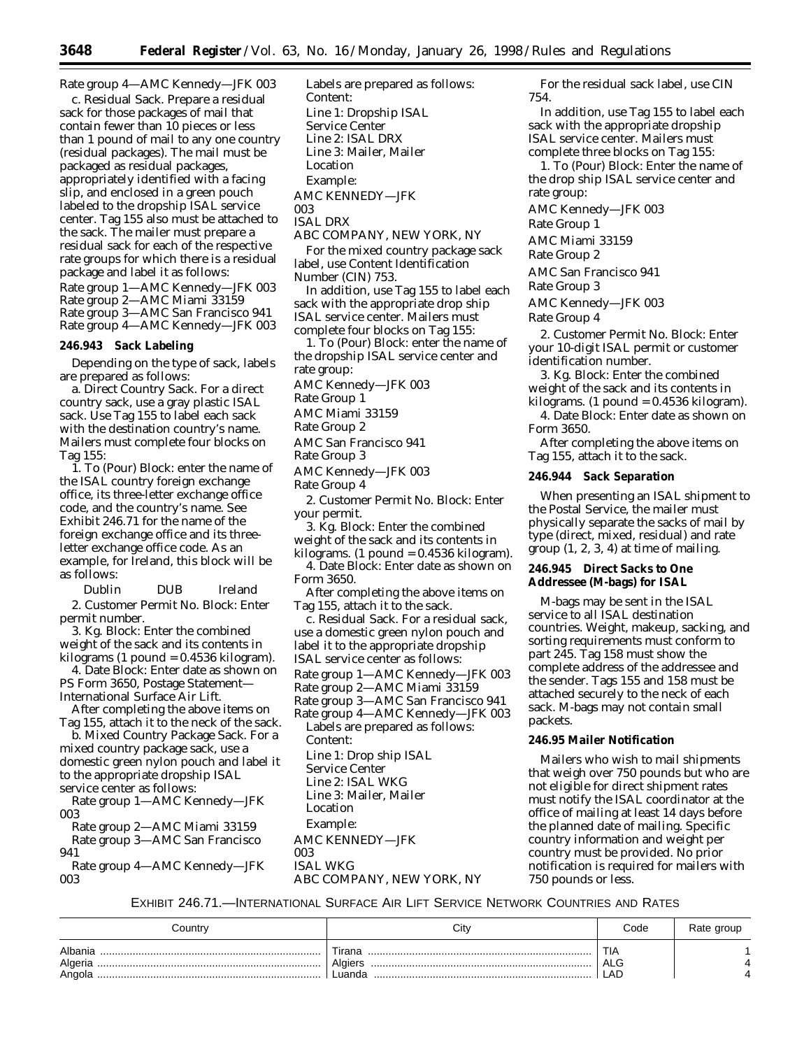Rate group 4—AMC Kennedy—JFK 003

c. Residual Sack. Prepare a residual sack for those packages of mail that contain fewer than 10 pieces or less than 1 pound of mail to any one country (residual packages). The mail must be packaged as residual packages, appropriately identified with a facing slip, and enclosed in a green pouch labeled to the dropship ISAL service center. Tag 155 also must be attached to the sack. The mailer must prepare a residual sack for each of the respective rate groups for which there is a residual package and label it as follows:

Rate group 1—AMC Kennedy—JFK 003
Rate group 2—AMC Miami 33159
Rate group 3—AMC San Francisco 941
Rate group 4—AMC Kennedy—JFK 003

**246.943 Sack Labeling**

Depending on the type of sack, labels are prepared as follows:

a. Direct Country Sack. For a direct country sack, use a gray plastic ISAL sack. Use Tag 155 to label each sack with the destination country's name. Mailers must complete four blocks on Tag 155:

1. To (Pour) Block: enter the name of the ISAL country foreign exchange office, its three-letter exchange office code, and the country's name. See Exhibit 246.71 for the name of the foreign exchange office and its three-letter exchange office code. As an example, for Ireland, this block will be as follows:

Dublin DUB Ireland

2. Customer Permit No. Block: Enter permit number.

3. Kg. Block: Enter the combined weight of the sack and its contents in kilograms (1 pound = 0.4536 kilogram).

4. Date Block: Enter date as shown on PS Form 3650, Postage Statement—International Surface Air Lift.

After completing the above items on Tag 155, attach it to the neck of the sack.

b. Mixed Country Package Sack. For a mixed country package sack, use a domestic green nylon pouch and label it to the appropriate dropship ISAL service center as follows:

Rate group 1—AMC Kennedy—JFK 003

Rate group 2—AMC Miami 33159

Rate group 3—AMC San Francisco 941

Rate group 4—AMC Kennedy—JFK 003

Labels are prepared as follows:

Content:

Line 1: Dropship ISAL Service Center

Line 2: ISAL DRX

Line 3: Mailer, Mailer Location

Example:

AMC KENNEDY—JFK 003
ISAL DRX
ABC COMPANY, NEW YORK, NY

For the mixed country package sack label, use Content Identification Number (CIN) 753.

In addition, use Tag 155 to label each sack with the appropriate drop ship ISAL service center. Mailers must complete four blocks on Tag 155:

1. To (Pour) Block: enter the name of the dropship ISAL service center and rate group:

AMC Kennedy—JFK 003
Rate Group 1

AMC Miami 33159
Rate Group 2

AMC San Francisco 941
Rate Group 3

AMC Kennedy—JFK 003
Rate Group 4

2. Customer Permit No. Block: Enter your permit.

3. Kg. Block: Enter the combined weight of the sack and its contents in kilograms. (1 pound = 0.4536 kilogram).

4. Date Block: Enter date as shown on Form 3650.

After completing the above items on Tag 155, attach it to the sack.

c. Residual Sack. For a residual sack, use a domestic green nylon pouch and label it to the appropriate dropship ISAL service center as follows:

Rate group 1—AMC Kennedy—JFK 003
Rate group 2—AMC Miami 33159
Rate group 3—AMC San Francisco 941
Rate group 4—AMC Kennedy—JFK 003

Labels are prepared as follows:

Content:

Line 1: Drop ship ISAL Service Center

Line 2: ISAL WKG

Line 3: Mailer, Mailer Location

Example:

AMC KENNEDY—JFK 003
ISAL WKG
ABC COMPANY, NEW YORK, NY

For the residual sack label, use CIN 754.

In addition, use Tag 155 to label each sack with the appropriate dropship ISAL service center. Mailers must complete three blocks on Tag 155:

1. To (Pour) Block: Enter the name of the drop ship ISAL service center and rate group:

AMC Kennedy—JFK 003
Rate Group 1

AMC Miami 33159
Rate Group 2

AMC San Francisco 941
Rate Group 3

AMC Kennedy—JFK 003
Rate Group 4

2. Customer Permit No. Block: Enter your 10-digit ISAL permit or customer identification number.

3. Kg. Block: Enter the combined weight of the sack and its contents in kilograms. (1 pound = 0.4536 kilogram).

4. Date Block: Enter date as shown on Form 3650.

After completing the above items on Tag 155, attach it to the sack.

**246.944 Sack Separation**

When presenting an ISAL shipment to the Postal Service, the mailer must physically separate the sacks of mail by type (direct, mixed, residual) and rate group (1, 2, 3, 4) at time of mailing.

**246.945 Direct Sacks to One Addressee (M-bags) for ISAL**

M-bags may be sent in the ISAL service to all ISAL destination countries. Weight, makeup, sacking, and sorting requirements must conform to part 245. Tag 158 must show the complete address of the addressee and the sender. Tags 155 and 158 must be attached securely to the neck of each sack. M-bags may not contain small packets.

**246.95 Mailer Notification**

Mailers who wish to mail shipments that weigh over 750 pounds but who are not eligible for direct shipment rates must notify the ISAL coordinator at the office of mailing at least 14 days before the planned date of mailing. Specific country information and weight per country must be provided. No prior notification is required for mailers with 750 pounds or less.

EXHIBIT 246.71.—INTERNATIONAL SURFACE AIR LIFT SERVICE NETWORK COUNTRIES AND RATES

| Country | City | Code | Rate group |
|---|---|---|---|
| Albania | Tirana | TIA | 1 |
| Algeria | Algiers | ALG | 4 |
| Angola | Luanda | LAD | 4 |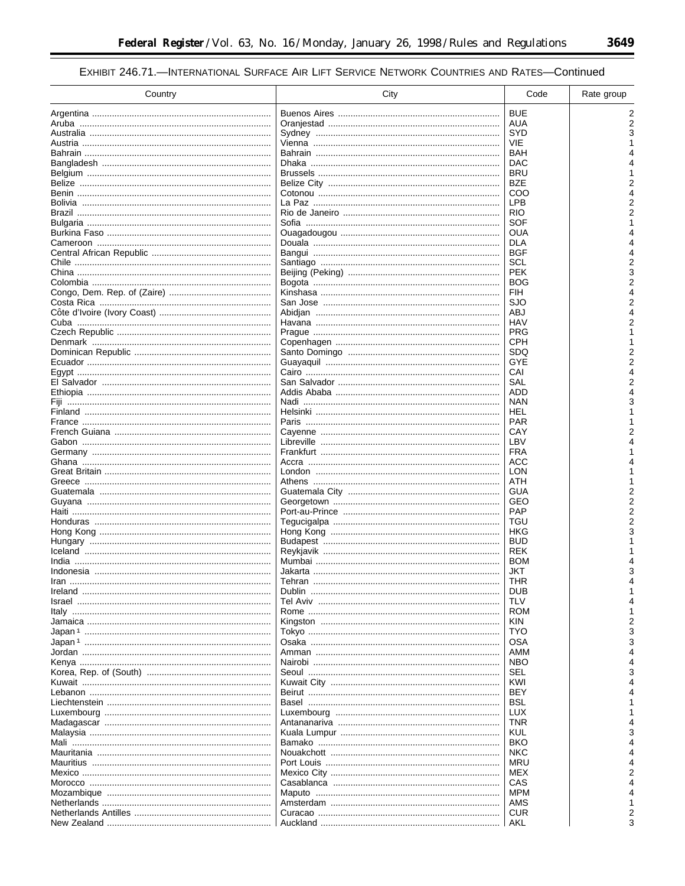EXHIBIT 246.71.—INTERNATIONAL SURFACE AIR LIFT SERVICE NETWORK COUNTRIES AND RATES—Continued

| Country | City | Code | Rate group |
|---|---|---|---|
| Argentina | Buenos Aires | BUE | 2 |
| Aruba | Oranjestad | AUA | 2 |
| Australia | Sydney | SYD | 3 |
| Austria | Vienna | VIE | 1 |
| Bahrain | Bahrain | BAH | 4 |
| Bangladesh | Dhaka | DAC | 4 |
| Belgium | Brussels | BRU | 1 |
| Belize | Belize City | BZE | 2 |
| Benin | Cotonou | COO | 4 |
| Bolivia | La Paz | LPB | 2 |
| Brazil | Rio de Janeiro | RIO | 2 |
| Bulgaria | Sofia | SOF | 1 |
| Burkina Faso | Ouagadougou | OUA | 4 |
| Cameroon | Douala | DLA | 4 |
| Central African Republic | Bangui | BGF | 4 |
| Chile | Santiago | SCL | 2 |
| China | Beijing (Peking) | PEK | 3 |
| Colombia | Bogota | BOG | 2 |
| Congo, Dem. Rep. of (Zaire) | Kinshasa | FIH | 4 |
| Costa Rica | San Jose | SJO | 2 |
| Côte d'Ivoire (Ivory Coast) | Abidjan | ABJ | 4 |
| Cuba | Havana | HAV | 2 |
| Czech Republic | Prague | PRG | 1 |
| Denmark | Copenhagen | CPH | 1 |
| Dominican Republic | Santo Domingo | SDQ | 2 |
| Ecuador | Guayaquil | GYE | 2 |
| Egypt | Cairo | CAI | 4 |
| El Salvador | San Salvador | SAL | 2 |
| Ethiopia | Addis Ababa | ADD | 4 |
| Fiji | Nadi | NAN | 3 |
| Finland | Helsinki | HEL | 1 |
| France | Paris | PAR | 1 |
| French Guiana | Cayenne | CAY | 2 |
| Gabon | Libreville | LBV | 4 |
| Germany | Frankfurt | FRA | 1 |
| Ghana | Accra | ACC | 4 |
| Great Britain | London | LON | 1 |
| Greece | Athens | ATH | 1 |
| Guatemala | Guatemala City | GUA | 2 |
| Guyana | Georgetown | GEO | 2 |
| Haiti | Port-au-Prince | PAP | 2 |
| Honduras | Tegucigalpa | TGU | 2 |
| Hong Kong | Hong Kong | HKG | 3 |
| Hungary | Budapest | BUD | 1 |
| Iceland | Reykjavik | REK | 1 |
| India | Mumbai | BOM | 4 |
| Indonesia | Jakarta | JKT | 3 |
| Iran | Tehran | THR | 4 |
| Ireland | Dublin | DUB | 1 |
| Israel | Tel Aviv | TLV | 4 |
| Italy | Rome | ROM | 1 |
| Jamaica | Kingston | KIN | 2 |
| Japan [1] | Tokyo | TYO | 3 |
| Japan [1] | Osaka | OSA | 3 |
| Jordan | Amman | AMM | 4 |
| Kenya | Nairobi | NBO | 4 |
| Korea, Rep. of (South) | Seoul | SEL | 3 |
| Kuwait | Kuwait City | KWI | 4 |
| Lebanon | Beirut | BEY | 4 |
| Liechtenstein | Basel | BSL | 1 |
| Luxembourg | Luxembourg | LUX | 1 |
| Madagascar | Antananariva | TNR | 4 |
| Malaysia | Kuala Lumpur | KUL | 3 |
| Mali | Bamako | BKO | 4 |
| Mauritania | Nouakchott | NKC | 4 |
| Mauritius | Port Louis | MRU | 4 |
| Mexico | Mexico City | MEX | 2 |
| Morocco | Casablanca | CAS | 4 |
| Mozambique | Maputo | MPM | 4 |
| Netherlands | Amsterdam | AMS | 1 |
| Netherlands Antilles | Curacao | CUR | 2 |
| New Zealand | Auckland | AKL | 3 |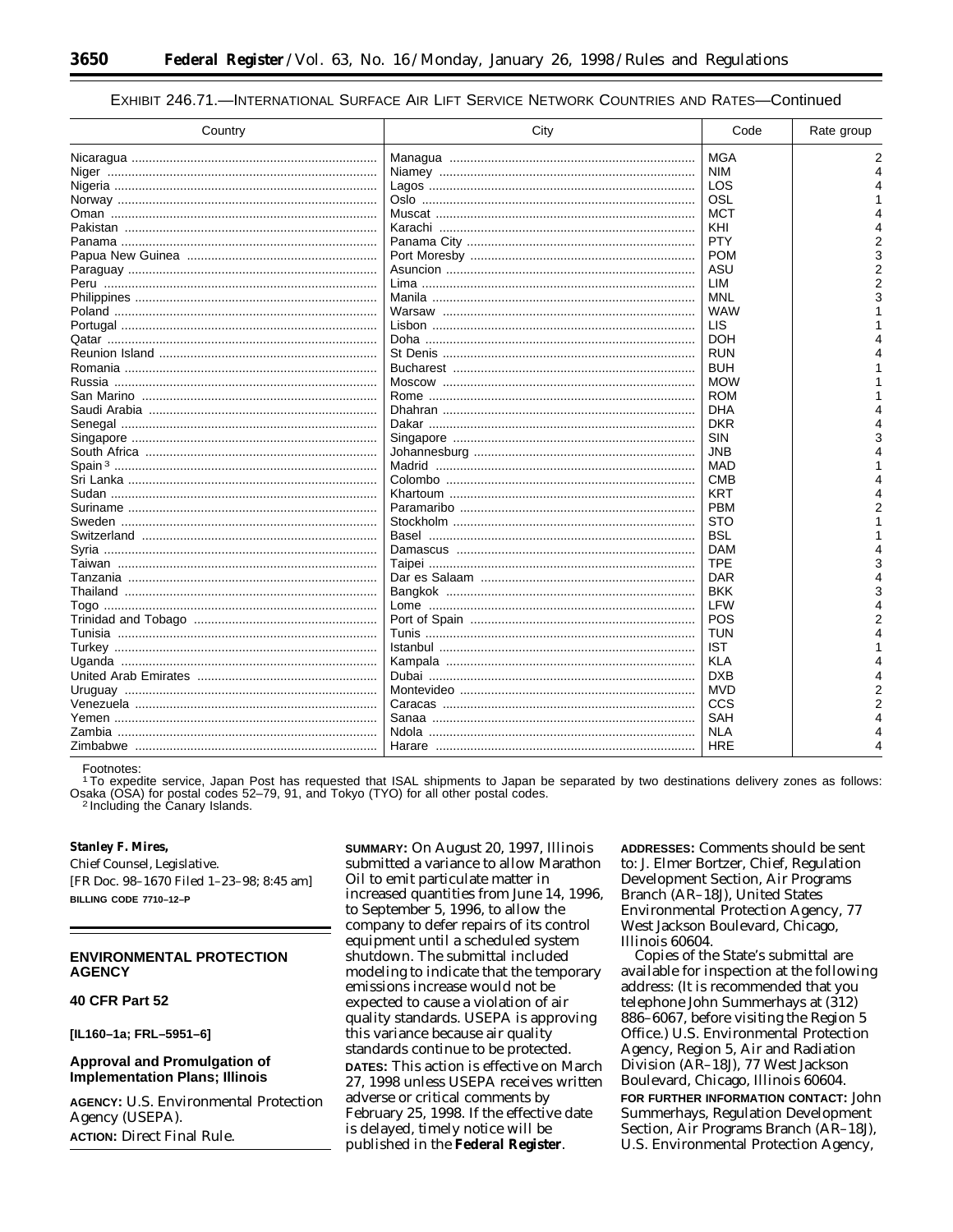EXHIBIT 246.71.—INTERNATIONAL SURFACE AIR LIFT SERVICE NETWORK COUNTRIES AND RATES—Continued

| Country | City | Code | Rate group |
|---|---|---|---|
| Nicaragua | Managua | MGA | 2 |
| Niger | Niamey | NIM | 4 |
| Nigeria | Lagos | LOS | 4 |
| Norway | Oslo | OSL | 1 |
| Oman | Muscat | MCT | 4 |
| Pakistan | Karachi | KHI | 4 |
| Panama | Panama City | PTY | 2 |
| Papua New Guinea | Port Moresby | POM | 3 |
| Paraguay | Asuncion | ASU | 2 |
| Peru | Lima | LIM | 2 |
| Philippines | Manila | MNL | 3 |
| Poland | Warsaw | WAW | 1 |
| Portugal | Lisbon | LIS | 1 |
| Qatar | Doha | DOH | 4 |
| Reunion Island | St Denis | RUN | 4 |
| Romania | Bucharest | BUH | 1 |
| Russia | Moscow | MOW | 1 |
| San Marino | Rome | ROM | 1 |
| Saudi Arabia | Dhahran | DHA | 4 |
| Senegal | Dakar | DKR | 4 |
| Singapore | Singapore | SIN | 3 |
| South Africa | Johannesburg | JNB | 4 |
| Spain [3] | Madrid | MAD | 1 |
| Sri Lanka | Colombo | CMB | 4 |
| Sudan | Khartoum | KRT | 4 |
| Suriname | Paramaribo | PBM | 2 |
| Sweden | Stockholm | STO | 1 |
| Switzerland | Basel | BSL | 1 |
| Syria | Damascus | DAM | 4 |
| Taiwan | Taipei | TPE | 3 |
| Tanzania | Dar es Salaam | DAR | 4 |
| Thailand | Bangkok | BKK | 3 |
| Togo | Lome | LFW | 4 |
| Trinidad and Tobago | Port of Spain | POS | 2 |
| Tunisia | Tunis | TUN | 4 |
| Turkey | Istanbul | IST | 1 |
| Uganda | Kampala | KLA | 4 |
| United Arab Emirates | Dubai | DXB | 4 |
| Uruguay | Montevideo | MVD | 2 |
| Venezuela | Caracas | CCS | 2 |
| Yemen | Sanaa | SAH | 4 |
| Zambia | Ndola | NLA | 4 |
| Zimbabwe | Harare | HRE | 4 |

Footnotes:

[1] To expedite service, Japan Post has requested that ISAL shipments to Japan be separated by two destinations delivery zones as follows: Osaka (OSA) for postal codes 52–79, 91, and Tokyo (TYO) for all other postal codes.

[2] Including the Canary Islands.

**Stanley F. Mires,**

*Chief Counsel, Legislative.*

[FR Doc. 98–1670 Filed 1–23–98; 8:45 am]

**BILLING CODE 7710–12–P**

---

## ENVIRONMENTAL PROTECTION AGENCY

### 40 CFR Part 52

**[IL160–1a; FRL–5951–6]**

### Approval and Promulgation of Implementation Plans; Illinois

**AGENCY:** U.S. Environmental Protection Agency (USEPA).

**ACTION:** Direct Final Rule.

**SUMMARY:** On August 20, 1997, Illinois submitted a variance to allow Marathon Oil to emit particulate matter in increased quantities from June 14, 1996, to September 5, 1996, to allow the company to defer repairs of its control equipment until a scheduled system shutdown. The submittal included modeling to indicate that the temporary emissions increase would not be expected to cause a violation of air quality standards. USEPA is approving this variance because air quality standards continue to be protected.

**DATES:** This action is effective on March 27, 1998 unless USEPA receives written adverse or critical comments by February 25, 1998. If the effective date is delayed, timely notice will be published in the **Federal Register**.

**ADDRESSES:** Comments should be sent to: J. Elmer Bortzer, Chief, Regulation Development Section, Air Programs Branch (AR–18J), United States Environmental Protection Agency, 77 West Jackson Boulevard, Chicago, Illinois 60604.

Copies of the State's submittal are available for inspection at the following address: (It is recommended that you telephone John Summerhays at (312) 886–6067, before visiting the Region 5 Office.) U.S. Environmental Protection Agency, Region 5, Air and Radiation Division (AR–18J), 77 West Jackson Boulevard, Chicago, Illinois 60604.

**FOR FURTHER INFORMATION CONTACT:** John Summerhays, Regulation Development Section, Air Programs Branch (AR–18J), U.S. Environmental Protection Agency,